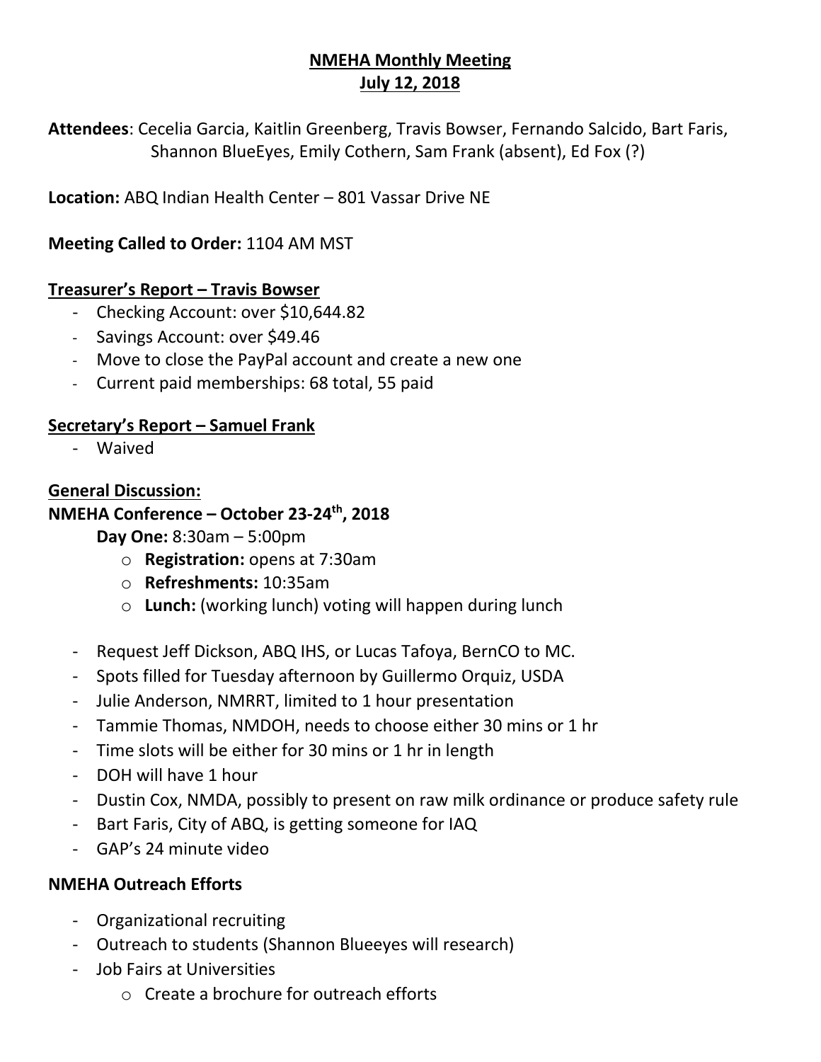# NMEHA Monthly Meeting
## July 12, 2018

**Attendees**: Cecelia Garcia, Kaitlin Greenberg, Travis Bowser, Fernando Salcido, Bart Faris, Shannon BlueEyes, Emily Cothern, Sam Frank (absent), Ed Fox (?)

**Location:** ABQ Indian Health Center – 801 Vassar Drive NE

**Meeting Called to Order:** 1104 AM MST

### Treasurer's Report – Travis Bowser

- Checking Account: over $10,644.82
- Savings Account: over $49.46
- Move to close the PayPal account and create a new one
- Current paid memberships: 68 total, 55 paid

### Secretary's Report – Samuel Frank

- Waived

### General Discussion:

### NMEHA Conference – October 23-24th, 2018

**Day One:** 8:30am – 5:00pm

- **Registration:** opens at 7:30am
- **Refreshments:** 10:35am
- **Lunch:** (working lunch) voting will happen during lunch

- Request Jeff Dickson, ABQ IHS, or Lucas Tafoya, BernCO to MC.
- Spots filled for Tuesday afternoon by Guillermo Orquiz, USDA
- Julie Anderson, NMRRT, limited to 1 hour presentation
- Tammie Thomas, NMDOH, needs to choose either 30 mins or 1 hr
- Time slots will be either for 30 mins or 1 hr in length
- DOH will have 1 hour
- Dustin Cox, NMDA, possibly to present on raw milk ordinance or produce safety rule
- Bart Faris, City of ABQ, is getting someone for IAQ
- GAP's 24 minute video

### NMEHA Outreach Efforts

- Organizational recruiting
- Outreach to students (Shannon Blueeyes will research)
- Job Fairs at Universities
    - Create a brochure for outreach efforts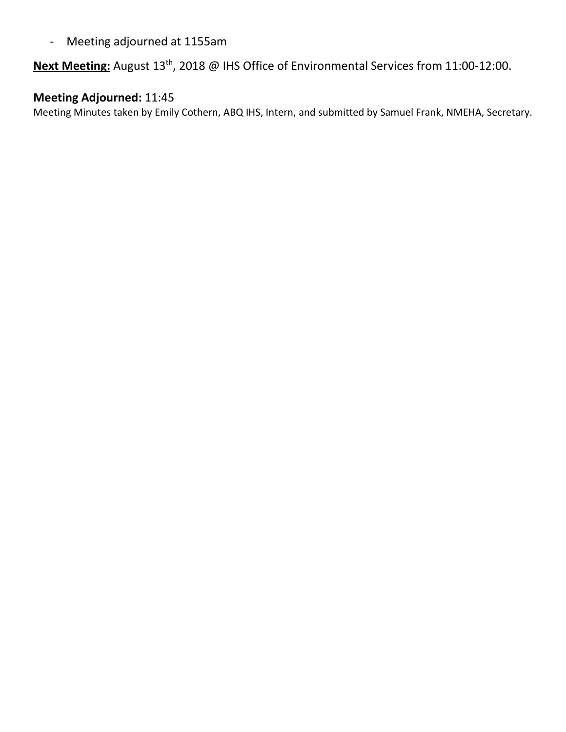- Meeting adjourned at 1155am

**Next Meeting:** August 13th, 2018 @ IHS Office of Environmental Services from 11:00-12:00.

**Meeting Adjourned:** 11:45

Meeting Minutes taken by Emily Cothern, ABQ IHS, Intern, and submitted by Samuel Frank, NMEHA, Secretary.